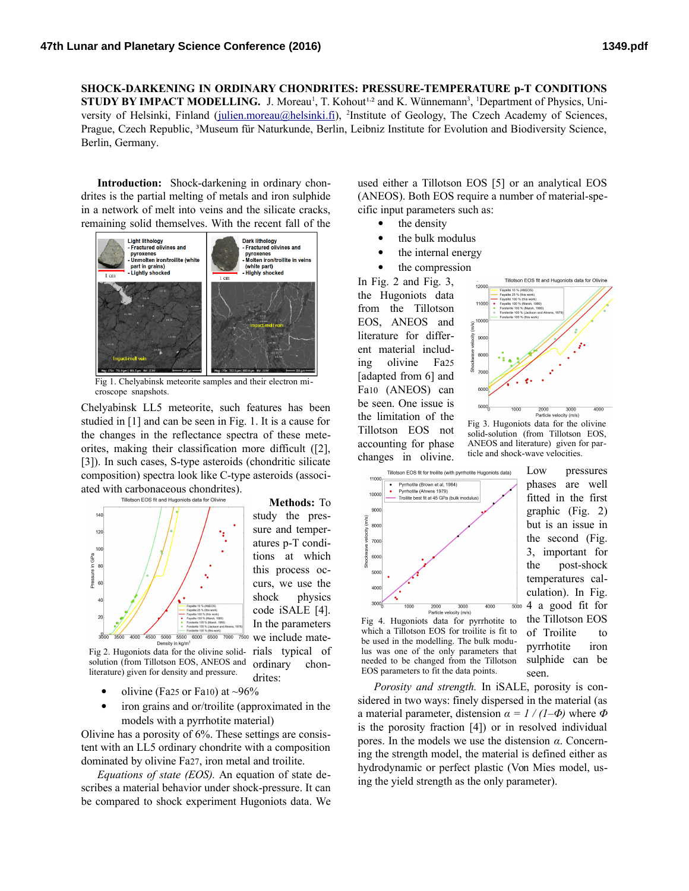**SHOCK-DARKENING IN ORDINARY CHONDRITES: PRESSURE-TEMPERATURE p-T CONDITIONS STUDY BY IMPACT MODELLING.** J. Moreau[1], T. Kohout[1,2] and K. Wünnemann[3], [1]Department of Physics, University of Helsinki, Finland (julien.moreau@helsinki.fi), [2]Institute of Geology, The Czech Academy of Sciences, Prague, Czech Republic, [3]Museum für Naturkunde, Berlin, Leibniz Institute for Evolution and Biodiversity Science, Berlin, Germany.

**Introduction:** Shock-darkening in ordinary chondrites is the partial melting of metals and iron sulphide in a network of melt into veins and the silicate cracks, remaining solid themselves. With the recent fall of the Chelyabinsk LL5 meteorite, such features has been studied in [1] and can be seen in Fig. 1. It is a cause for the changes in the reflectance spectra of these meteorites, making their classification more difficult ([2], [3]). In such cases, S-type asteroids (chondritic silicate composition) spectra look like C-type asteroids (associated with carbonaceous chondrites).

Fig 1. Chelyabinsk meteorite samples and their electron microscope snapshots.

**Methods:** To study the pressure and temperatures p-T conditions at which this process occurs, we use the shock physics code iSALE [4]. In the parameters we include materials typical of ordinary chondrites:

- olivine (Fa25 or Fa10) at ~96%
- iron grains and or/troilite (approximated in the models with a pyrrhotite material)

Olivine has a porosity of 6%. These settings are consistent with an LL5 ordinary chondrite with a composition dominated by olivine Fa27, iron metal and troilite.

Fig 2. Hugoniots data for the olivine solid-solution (from Tillotson EOS, ANEOS and literature) given for density and pressure.

*Equations of state (EOS).* An equation of state describes a material behavior under shock-pressure. It can be compared to shock experiment Hugoniots data. We used either a Tillotson EOS [5] or an analytical EOS (ANEOS). Both EOS require a number of material-specific input parameters such as:

- the density
- the bulk modulus
- the internal energy
- the compression

In Fig. 2 and Fig. 3, the Hugoniots data from the Tillotson EOS, ANEOS and literature for different material including olivine Fa25 [adapted from 6] and Fa10 (ANEOS) can be seen. One issue is the limitation of the Tillotson EOS not accounting for phase changes in olivine.

Fig 3. Hugoniots data for the olivine solid-solution (from Tillotson EOS, ANEOS and literature) given for particle and shock-wave velocities.

Low pressures phases are well fitted in the first graphic (Fig. 2) but is an issue in the second (Fig. 3, important for the post-shock temperatures calculation). In Fig. 4 a good fit for the Tillotson EOS of Troilite to pyrrhotite iron sulphide can be seen.

Fig 4. Hugoniots data for pyrrhotite to which a Tillotson EOS for troilite is fit to be used in the modelling. The bulk modulus was one of the only parameters that needed to be changed from the Tillotson EOS parameters to fit the data points.

*Porosity and strength.* In iSALE, porosity is considered in two ways: finely dispersed in the material (as a material parameter, distension $\alpha = 1 / (1–\Phi)$ where $\Phi$ is the porosity fraction [4]) or in resolved individual pores. In the models we use the distension $\alpha$. Concerning the strength model, the material is defined either as hydrodynamic or perfect plastic (Von Mies model, using the yield strength as the only parameter).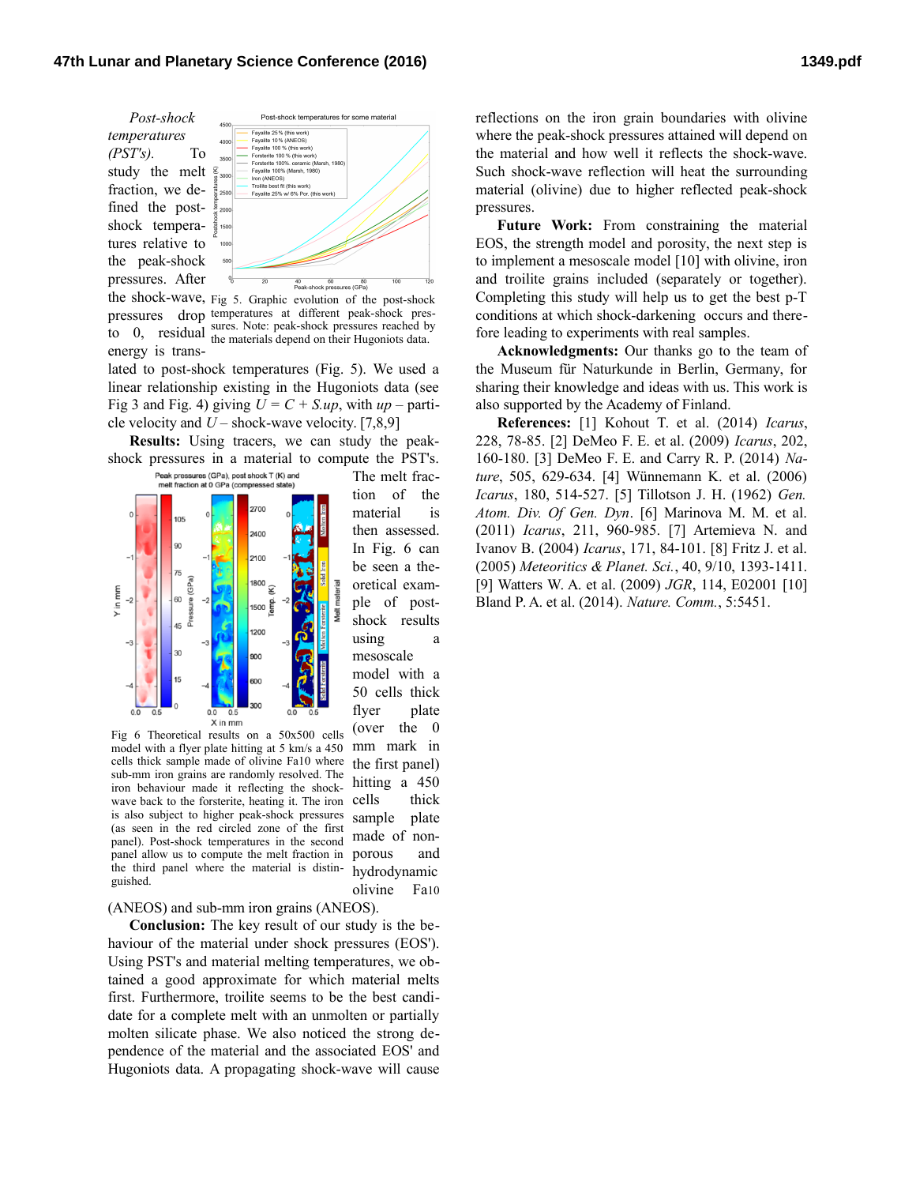*Post-shock temperatures (PST's).* To study the melt fraction, we defined the post-shock temperatures relative to the peak-shock pressures. After the shock-wave, pressures drop to 0, residual energy is translated to post-shock temperatures (Fig. 5). We used a linear relationship existing in the Hugoniots data (see Fig 3 and Fig. 4) giving $U = C + S.up$, with $up$ – particle velocity and $U$ – shock-wave velocity. [7,8,9]

Post-shock temperatures for some material

Fayalite 25 % (this work)
Fayalite 10 % (ANEOS)
Fayalite 100 % (this work)
Forsterite 100 % (this work)
Forsterite 100%, ceramic (Marsh, 1980)
Fayalite 100% (Marsh, 1980)
Iron (ANEOS)
Troilite best fit (this work)
Fayalite 25% w/ 6% Por. (this work)

Postshock temperatures (K)
4500
4000
3500
3000
2500
2000
1500
1000
500
0
0
20
40
60
80
100
120
Peak-shock pressures (GPa)

Fig 5. Graphic evolution of the post-shock temperatures at different peak-shock pressures. Note: peak-shock pressures reached by the materials depend on their Hugoniots data.

**Results:** Using tracers, we can study the peak-shock pressures in a material to compute the PST's. The melt fraction of the material is then assessed. In Fig. 6 can be seen a theoretical example of post-shock results using a mesoscale model with a 50 cells thick flyer plate (over the 0 mm mark in the first panel) hitting a 450 cells thick sample plate made of non-porous and hydrodynamic olivine Fa10 (ANEOS) and sub-mm iron grains (ANEOS).

Peak pressures (GPa), post shock T (K) and melt fraction at 0 GPa (compressed state)

Y in mm
0
−1
−2
−3
−4
0.0
0.5
Pressure (GPa)
105
90
75
60
45
30
15
0
Temp. (K)
2700
2400
2100
1800
1500
1200
900
600
300
X in mm
Melt material
Molten Iron
Solid Iron
Molten Forsterite
Solid Forsterite

Fig 6 Theoretical results on a 50x500 cells model with a flyer plate hitting at 5 km/s a 450 cells thick sample made of olivine Fa10 where sub-mm iron grains are randomly resolved. The iron behaviour made it reflecting the shock-wave back to the forsterite, heating it. The iron is also subject to higher peak-shock pressures (as seen in the red circled zone of the first panel). Post-shock temperatures in the second panel allow us to compute the melt fraction in the third panel where the material is distinguished.

**Conclusion:** The key result of our study is the behaviour of the material under shock pressures (EOS'). Using PST's and material melting temperatures, we obtained a good approximate for which material melts first. Furthermore, troilite seems to be the best candidate for a complete melt with an unmolten or partially molten silicate phase. We also noticed the strong dependence of the material and the associated EOS' and Hugoniots data. A propagating shock-wave will cause reflections on the iron grain boundaries with olivine where the peak-shock pressures attained will depend on the material and how well it reflects the shock-wave. Such shock-wave reflection will heat the surrounding material (olivine) due to higher reflected peak-shock pressures.

**Future Work:** From constraining the material EOS, the strength model and porosity, the next step is to implement a mesoscale model [10] with olivine, iron and troilite grains included (separately or together). Completing this study will help us to get the best p-T conditions at which shock-darkening occurs and therefore leading to experiments with real samples.

**Acknowledgments:** Our thanks go to the team of the Museum für Naturkunde in Berlin, Germany, for sharing their knowledge and ideas with us. This work is also supported by the Academy of Finland.

**References:** [1] Kohout T. et al. (2014) *Icarus*, 228, 78-85. [2] DeMeo F. E. et al. (2009) *Icarus*, 202, 160-180. [3] DeMeo F. E. and Carry R. P. (2014) *Nature*, 505, 629-634. [4] Wünnemann K. et al. (2006) *Icarus*, 180, 514-527. [5] Tillotson J. H. (1962) *Gen. Atom. Div. Of Gen. Dyn*. [6] Marinova M. M. et al. (2011) *Icarus*, 211, 960-985. [7] Artemieva N. and Ivanov B. (2004) *Icarus*, 171, 84-101. [8] Fritz J. et al. (2005) *Meteoritics & Planet. Sci.*, 40, 9/10, 1393-1411. [9] Watters W. A. et al. (2009) *JGR*, 114, E02001 [10] Bland P. A. et al. (2014). *Nature. Comm.*, 5:5451.